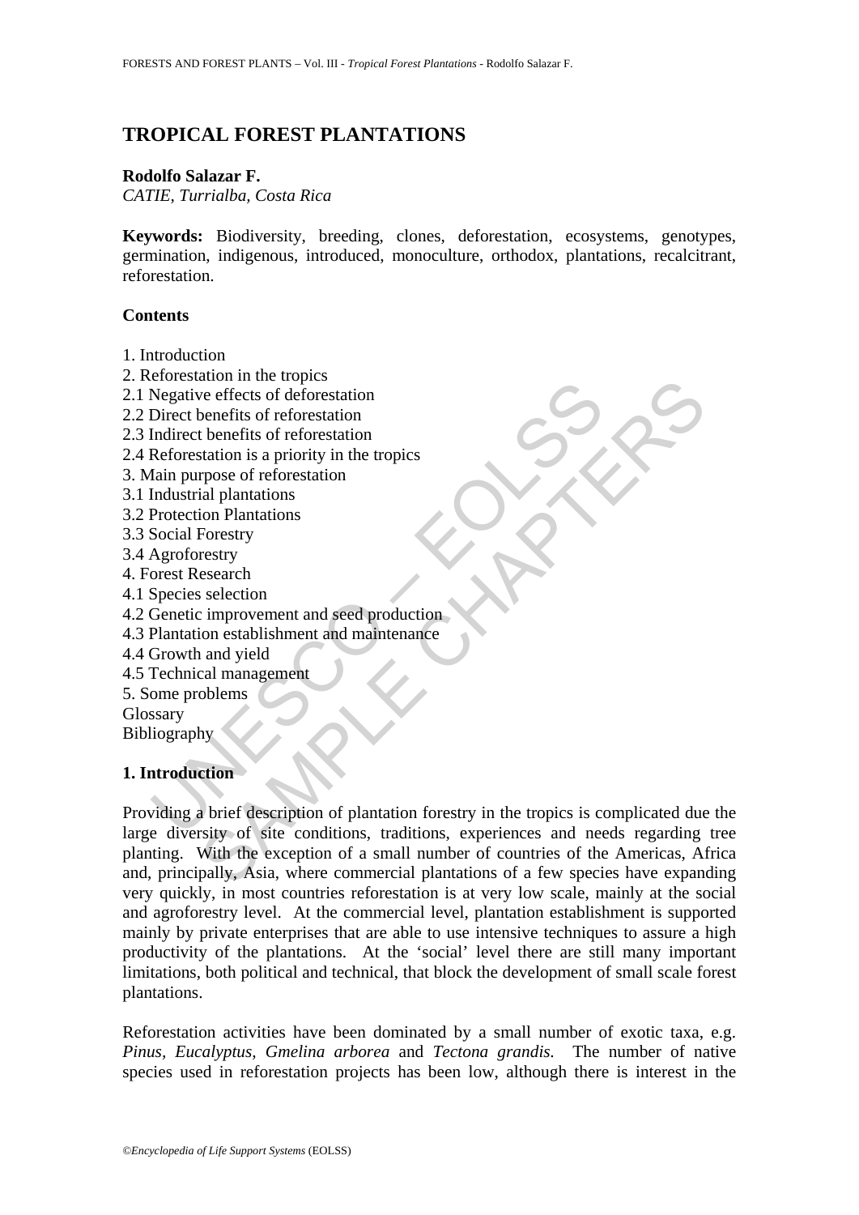# TROPICAL FOREST PLANTATIONS

**Rodolfo Salazar F.**
*CATIE, Turrialba, Costa Rica*

**Keywords:** Biodiversity, breeding, clones, deforestation, ecosystems, genotypes, germination, indigenous, introduced, monoculture, orthodox, plantations, recalcitrant, reforestation.

## Contents

1. Introduction
2. Reforestation in the tropics
2.1 Negative effects of deforestation
2.2 Direct benefits of reforestation
2.3 Indirect benefits of reforestation
2.4 Reforestation is a priority in the tropics
3. Main purpose of reforestation
3.1 Industrial plantations
3.2 Protection Plantations
3.3 Social Forestry
3.4 Agroforestry
4. Forest Research
4.1 Species selection
4.2 Genetic improvement and seed production
4.3 Plantation establishment and maintenance
4.4 Growth and yield
4.5 Technical management
5. Some problems
Glossary
Bibliography

## 1. Introduction

Providing a brief description of plantation forestry in the tropics is complicated due the large diversity of site conditions, traditions, experiences and needs regarding tree planting. With the exception of a small number of countries of the Americas, Africa and, principally, Asia, where commercial plantations of a few species have expanding very quickly, in most countries reforestation is at very low scale, mainly at the social and agroforestry level. At the commercial level, plantation establishment is supported mainly by private enterprises that are able to use intensive techniques to assure a high productivity of the plantations. At the 'social' level there are still many important limitations, both political and technical, that block the development of small scale forest plantations.

Reforestation activities have been dominated by a small number of exotic taxa, e.g. *Pinus, Eucalyptus, Gmelina arborea* and *Tectona grandis.* The number of native species used in reforestation projects has been low, although there is interest in the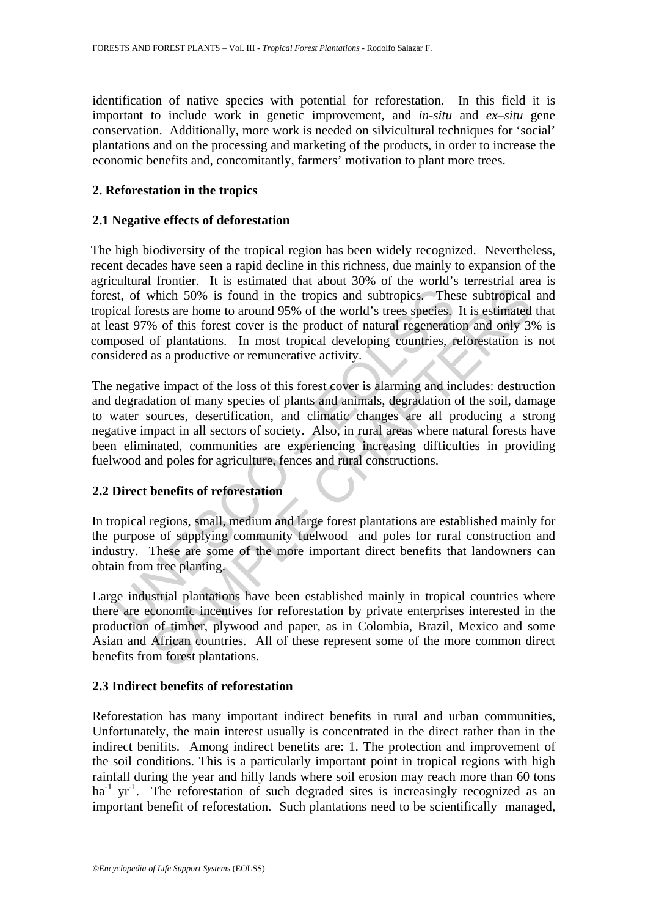identification of native species with potential for reforestation. In this field it is important to include work in genetic improvement, and *in-situ* and *ex–situ* gene conservation. Additionally, more work is needed on silvicultural techniques for 'social' plantations and on the processing and marketing of the products, in order to increase the economic benefits and, concomitantly, farmers' motivation to plant more trees.

## 2. Reforestation in the tropics

### 2.1 Negative effects of deforestation

The high biodiversity of the tropical region has been widely recognized. Nevertheless, recent decades have seen a rapid decline in this richness, due mainly to expansion of the agricultural frontier. It is estimated that about 30% of the world's terrestrial area is forest, of which 50% is found in the tropics and subtropics. These subtropical and tropical forests are home to around 95% of the world's trees species. It is estimated that at least 97% of this forest cover is the product of natural regeneration and only 3% is composed of plantations. In most tropical developing countries, reforestation is not considered as a productive or remunerative activity.

The negative impact of the loss of this forest cover is alarming and includes: destruction and degradation of many species of plants and animals, degradation of the soil, damage to water sources, desertification, and climatic changes are all producing a strong negative impact in all sectors of society. Also, in rural areas where natural forests have been eliminated, communities are experiencing increasing difficulties in providing fuelwood and poles for agriculture, fences and rural constructions.

### 2.2 Direct benefits of reforestation

In tropical regions, small, medium and large forest plantations are established mainly for the purpose of supplying community fuelwood and poles for rural construction and industry. These are some of the more important direct benefits that landowners can obtain from tree planting.

Large industrial plantations have been established mainly in tropical countries where there are economic incentives for reforestation by private enterprises interested in the production of timber, plywood and paper, as in Colombia, Brazil, Mexico and some Asian and African countries. All of these represent some of the more common direct benefits from forest plantations.

### 2.3 Indirect benefits of reforestation

Reforestation has many important indirect benefits in rural and urban communities, Unfortunately, the main interest usually is concentrated in the direct rather than in the indirect benifits. Among indirect benefits are: 1. The protection and improvement of the soil conditions. This is a particularly important point in tropical regions with high rainfall during the year and hilly lands where soil erosion may reach more than 60 tons $ha^{-1}$ $yr^{-1}$. The reforestation of such degraded sites is increasingly recognized as an important benefit of reforestation. Such plantations need to be scientifically managed,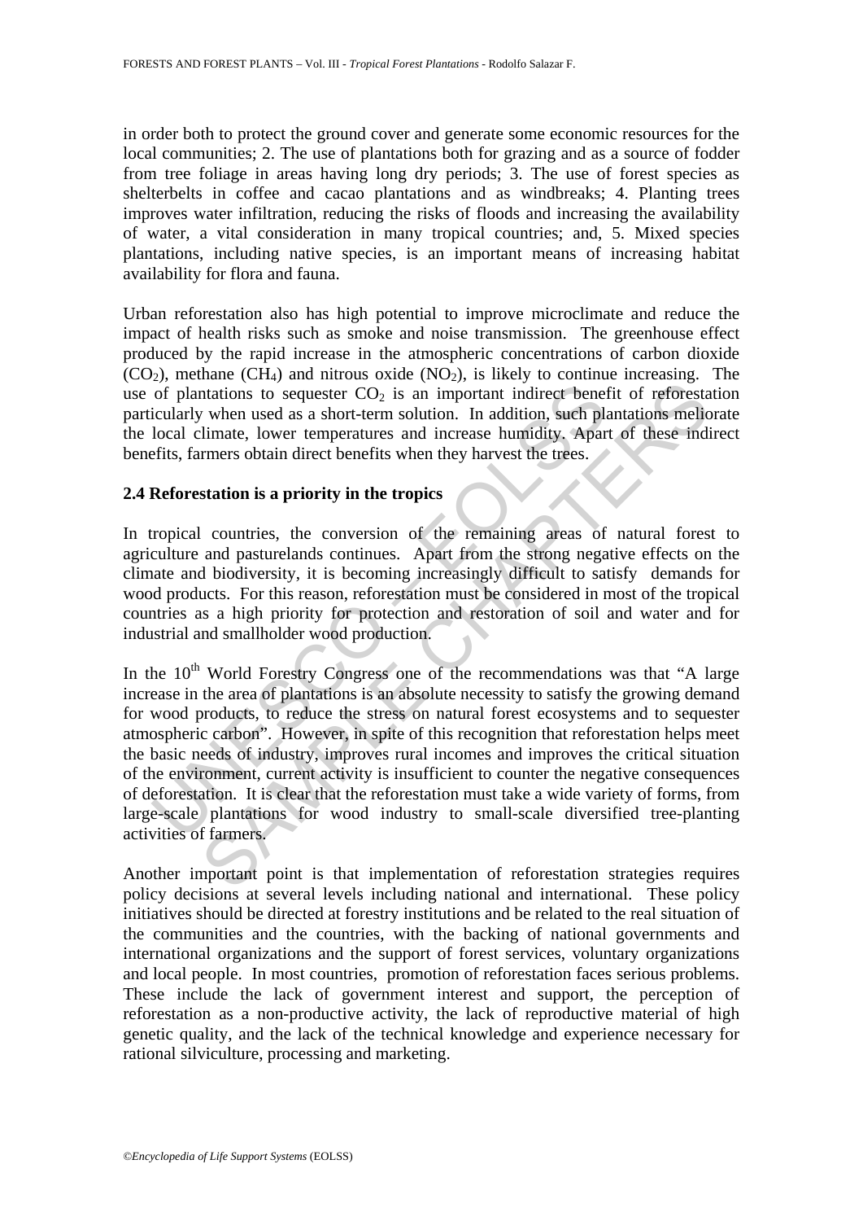in order both to protect the ground cover and generate some economic resources for the local communities; 2. The use of plantations both for grazing and as a source of fodder from tree foliage in areas having long dry periods; 3. The use of forest species as shelterbelts in coffee and cacao plantations and as windbreaks; 4. Planting trees improves water infiltration, reducing the risks of floods and increasing the availability of water, a vital consideration in many tropical countries; and, 5. Mixed species plantations, including native species, is an important means of increasing habitat availability for flora and fauna.

Urban reforestation also has high potential to improve microclimate and reduce the impact of health risks such as smoke and noise transmission. The greenhouse effect produced by the rapid increase in the atmospheric concentrations of carbon dioxide ($CO_2$), methane ($CH_4$) and nitrous oxide ($NO_2$), is likely to continue increasing. The use of plantations to sequester $CO_2$ is an important indirect benefit of reforestation particularly when used as a short-term solution. In addition, such plantations meliorate the local climate, lower temperatures and increase humidity. Apart of these indirect benefits, farmers obtain direct benefits when they harvest the trees.

### 2.4 Reforestation is a priority in the tropics

In tropical countries, the conversion of the remaining areas of natural forest to agriculture and pasturelands continues. Apart from the strong negative effects on the climate and biodiversity, it is becoming increasingly difficult to satisfy demands for wood products. For this reason, reforestation must be considered in most of the tropical countries as a high priority for protection and restoration of soil and water and for industrial and smallholder wood production.

In the 10th World Forestry Congress one of the recommendations was that "A large increase in the area of plantations is an absolute necessity to satisfy the growing demand for wood products, to reduce the stress on natural forest ecosystems and to sequester atmospheric carbon". However, in spite of this recognition that reforestation helps meet the basic needs of industry, improves rural incomes and improves the critical situation of the environment, current activity is insufficient to counter the negative consequences of deforestation. It is clear that the reforestation must take a wide variety of forms, from large-scale plantations for wood industry to small-scale diversified tree-planting activities of farmers.

Another important point is that implementation of reforestation strategies requires policy decisions at several levels including national and international. These policy initiatives should be directed at forestry institutions and be related to the real situation of the communities and the countries, with the backing of national governments and international organizations and the support of forest services, voluntary organizations and local people. In most countries, promotion of reforestation faces serious problems. These include the lack of government interest and support, the perception of reforestation as a non-productive activity, the lack of reproductive material of high genetic quality, and the lack of the technical knowledge and experience necessary for rational silviculture, processing and marketing.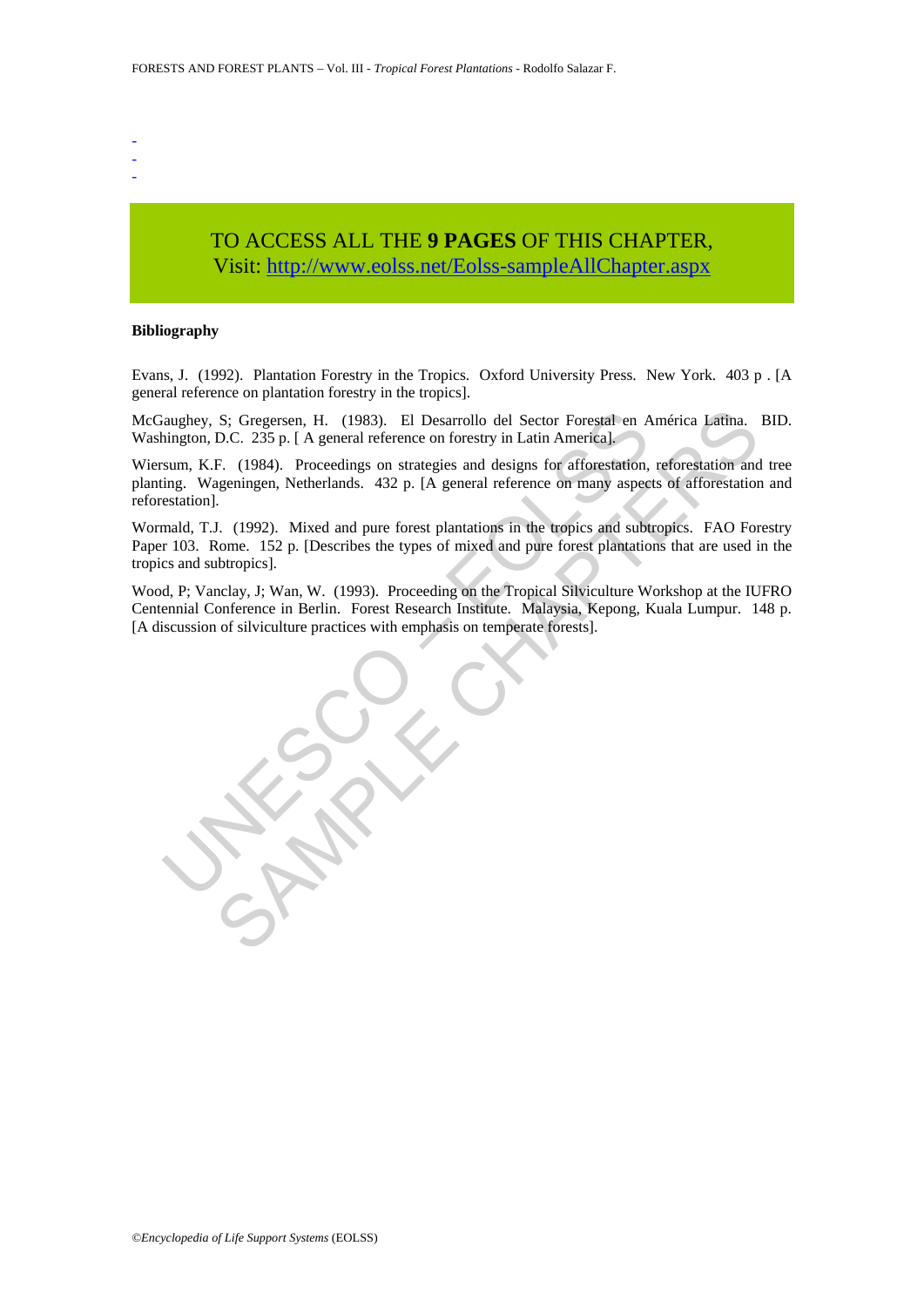-
-
-

TO ACCESS ALL THE **9 PAGES** OF THIS CHAPTER,
Visit: http://www.eolss.net/Eolss-sampleAllChapter.aspx

**Bibliography**

Evans, J. (1992). Plantation Forestry in the Tropics. Oxford University Press. New York. 403 p . [A general reference on plantation forestry in the tropics].

McGaughey, S; Gregersen, H. (1983). El Desarrollo del Sector Forestal en América Latina. BID. Washington, D.C. 235 p. [ A general reference on forestry in Latin America].

Wiersum, K.F. (1984). Proceedings on strategies and designs for afforestation, reforestation and tree planting. Wageningen, Netherlands. 432 p. [A general reference on many aspects of afforestation and reforestation].

Wormald, T.J. (1992). Mixed and pure forest plantations in the tropics and subtropics. FAO Forestry Paper 103. Rome. 152 p. [Describes the types of mixed and pure forest plantations that are used in the tropics and subtropics].

Wood, P; Vanclay, J; Wan, W. (1993). Proceeding on the Tropical Silviculture Workshop at the IUFRO Centennial Conference in Berlin. Forest Research Institute. Malaysia, Kepong, Kuala Lumpur. 148 p. [A discussion of silviculture practices with emphasis on temperate forests].